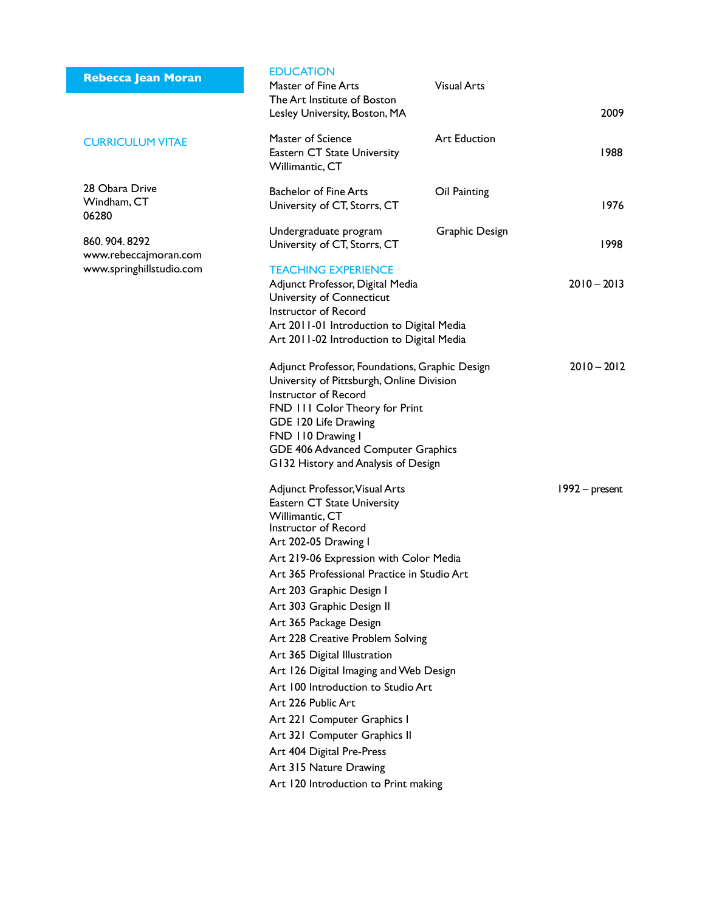# Rebecca Jean Moran

## CURRICULUM VITAE

28 Obara Drive
Windham, CT
06280

860. 904. 8292
www.rebeccajmoran.com
www.springhillstudio.com

## EDUCATION

Master of Fine Arts — Visual Arts
The Art Institute of Boston
Lesley University, Boston, MA — 2009

Master of Science — Art Eduction
Eastern CT State University
Willimantic, CT — 1988

Bachelor of Fine Arts — Oil Painting
University of CT, Storrs, CT — 1976

Undergraduate program — Graphic Design
University of CT, Storrs, CT — 1998

## TEACHING EXPERIENCE

Adjunct Professor, Digital Media — 2010 – 2013
University of Connecticut
Instructor of Record
Art 2011-01 Introduction to Digital Media
Art 2011-02 Introduction to Digital Media

Adjunct Professor, Foundations, Graphic Design — 2010 – 2012
University of Pittsburgh, Online Division
Instructor of Record
FND 111 Color Theory for Print
GDE 120 Life Drawing
FND 110 Drawing I
GDE 406 Advanced Computer Graphics
G132 History and Analysis of Design

Adjunct Professor, Visual Arts — 1992 – present
Eastern CT State University
Willimantic, CT
Instructor of Record
Art 202-05 Drawing I
Art 219-06 Expression with Color Media
Art 365 Professional Practice in Studio Art
Art 203 Graphic Design I
Art 303 Graphic Design II
Art 365 Package Design
Art 228 Creative Problem Solving
Art 365 Digital Illustration
Art 126 Digital Imaging and Web Design
Art 100 Introduction to Studio Art
Art 226 Public Art
Art 221 Computer Graphics I
Art 321 Computer Graphics II
Art 404 Digital Pre-Press
Art 315 Nature Drawing
Art 120 Introduction to Print making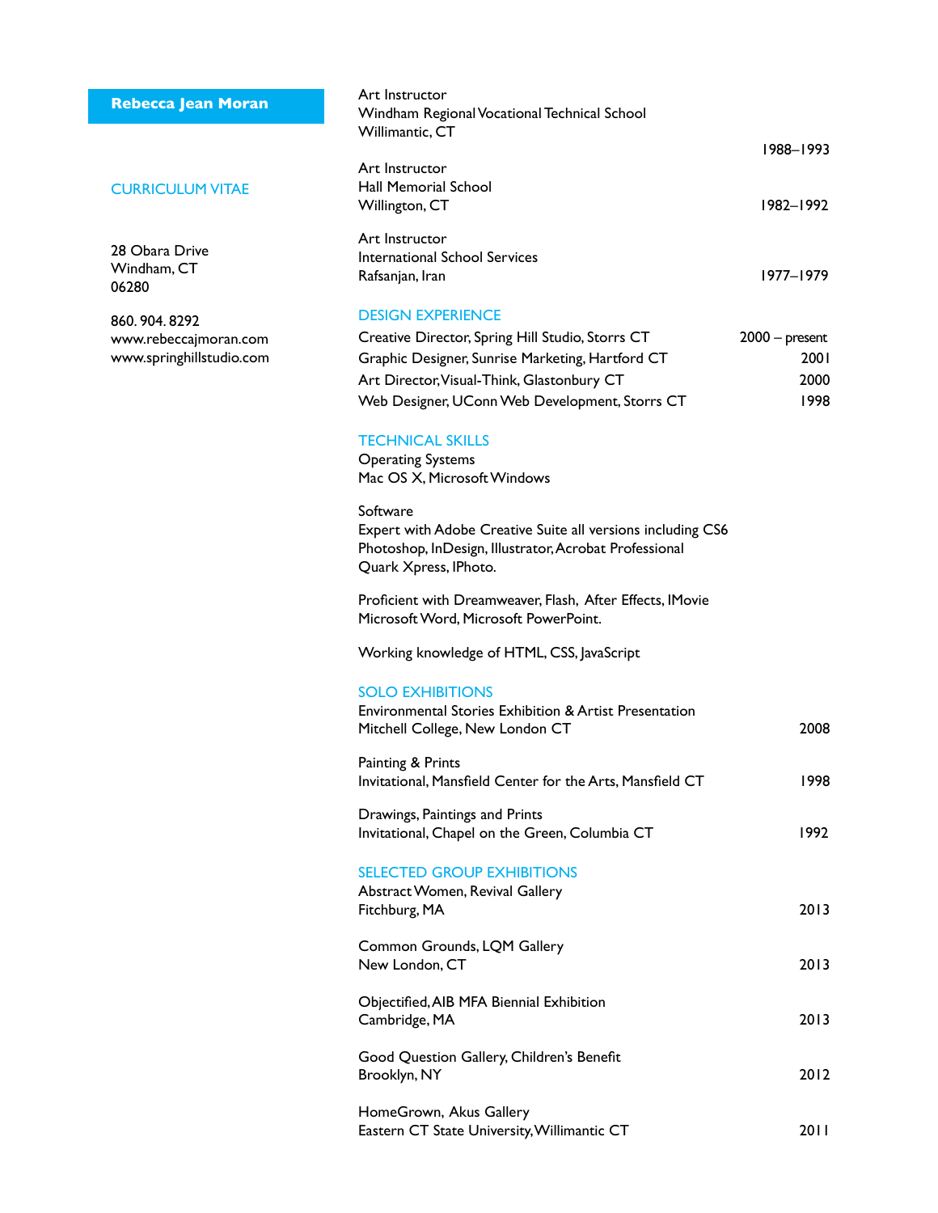**Rebecca Jean Moran**

CURRICULUM VITAE

28 Obara Drive
Windham, CT
06280

860. 904. 8292
www.rebeccajmoran.com
www.springhillstudio.com

Art Instructor
Windham Regional Vocational Technical School
Willimantic, CT
1988–1993

Art Instructor
Hall Memorial School
Willington, CT
1982–1992

Art Instructor
International School Services
Rafsanjan, Iran
1977–1979

## DESIGN EXPERIENCE

Creative Director, Spring Hill Studio, Storrs CT — 2000 – present
Graphic Designer, Sunrise Marketing, Hartford CT — 2001
Art Director, Visual-Think, Glastonbury CT — 2000
Web Designer, UConn Web Development, Storrs CT — 1998

## TECHNICAL SKILLS

Operating Systems
Mac OS X, Microsoft Windows

Software
Expert with Adobe Creative Suite all versions including CS6
Photoshop, InDesign, Illustrator, Acrobat Professional
Quark Xpress, IPhoto.

Proficient with Dreamweaver, Flash, After Effects, IMovie
Microsoft Word, Microsoft PowerPoint.

Working knowledge of HTML, CSS, JavaScript

## SOLO EXHIBITIONS

Environmental Stories Exhibition & Artist Presentation
Mitchell College, New London CT — 2008

Painting & Prints
Invitational, Mansfield Center for the Arts, Mansfield CT — 1998

Drawings, Paintings and Prints
Invitational, Chapel on the Green, Columbia CT — 1992

## SELECTED GROUP EXHIBITIONS

Abstract Women, Revival Gallery
Fitchburg, MA — 2013

Common Grounds, LQM Gallery
New London, CT — 2013

Objectified, AIB MFA Biennial Exhibition
Cambridge, MA — 2013

Good Question Gallery, Children's Benefit
Brooklyn, NY — 2012

HomeGrown, Akus Gallery
Eastern CT State University, Willimantic CT — 2011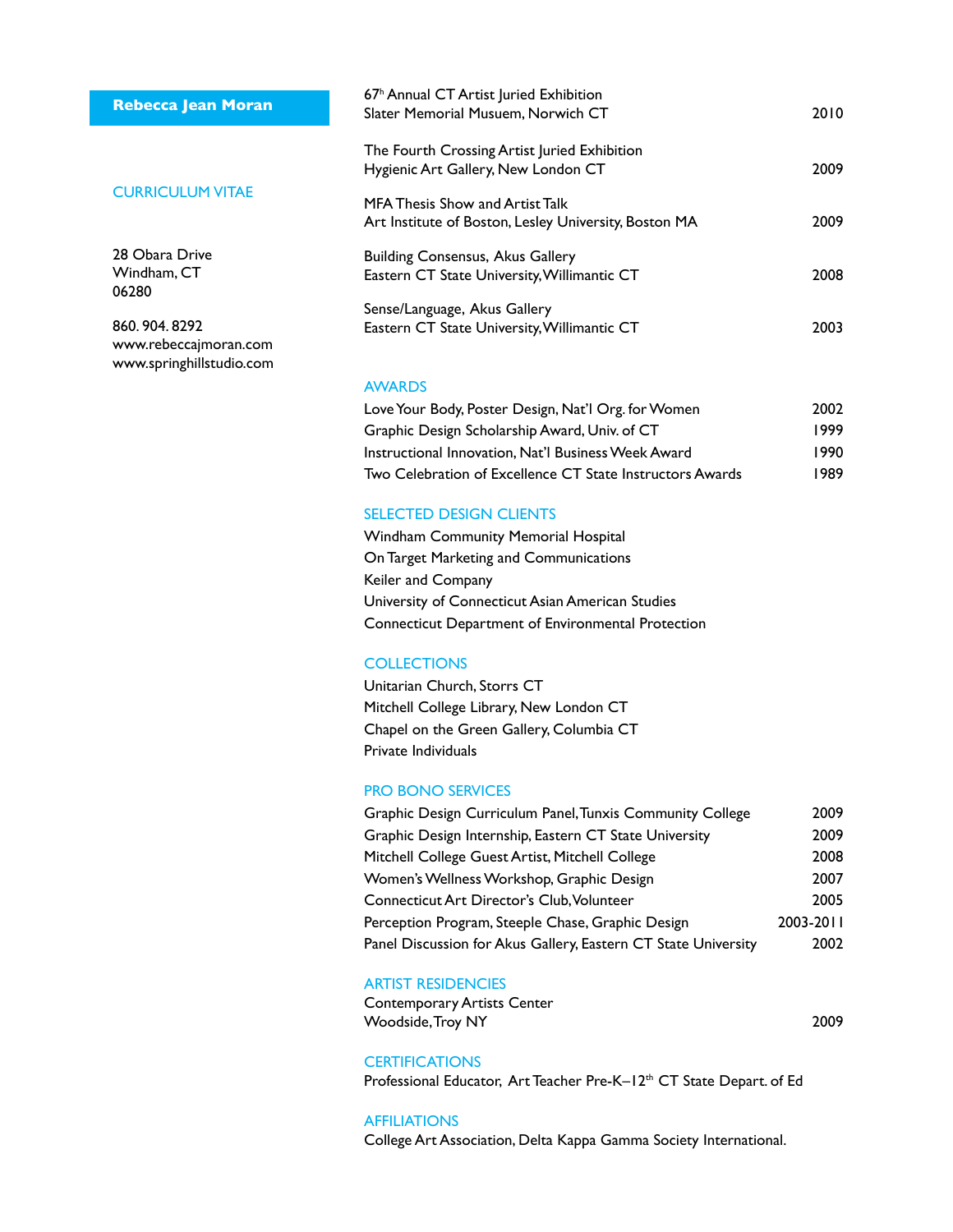**Rebecca Jean Moran**

CURRICULUM VITAE

28 Obara Drive
Windham, CT
06280

860. 904. 8292
www.rebeccajmoran.com
www.springhillstudio.com

| | |
|---|---|
| 67th Annual CT Artist Juried Exhibition<br>Slater Memorial Musuem, Norwich CT | 2010 |
| The Fourth Crossing Artist Juried Exhibition<br>Hygienic Art Gallery, New London CT | 2009 |
| MFA Thesis Show and Artist Talk<br>Art Institute of Boston, Lesley University, Boston MA | 2009 |
| Building Consensus, Akus Gallery<br>Eastern CT State University, Willimantic CT | 2008 |
| Sense/Language, Akus Gallery<br>Eastern CT State University, Willimantic CT | 2003 |

## AWARDS

| | |
|---|---|
| Love Your Body, Poster Design, Nat'l Org. for Women | 2002 |
| Graphic Design Scholarship Award, Univ. of CT | 1999 |
| Instructional Innovation, Nat'l Business Week Award | 1990 |
| Two Celebration of Excellence CT State Instructors Awards | 1989 |

## SELECTED DESIGN CLIENTS

Windham Community Memorial Hospital
On Target Marketing and Communications
Keiler and Company
University of Connecticut Asian American Studies
Connecticut Department of Environmental Protection

## COLLECTIONS

Unitarian Church, Storrs CT
Mitchell College Library, New London CT
Chapel on the Green Gallery, Columbia CT
Private Individuals

## PRO BONO SERVICES

| | |
|---|---|
| Graphic Design Curriculum Panel, Tunxis Community College | 2009 |
| Graphic Design Internship, Eastern CT State University | 2009 |
| Mitchell College Guest Artist, Mitchell College | 2008 |
| Women's Wellness Workshop, Graphic Design | 2007 |
| Connecticut Art Director's Club, Volunteer | 2005 |
| Perception Program, Steeple Chase, Graphic Design | 2003-2011 |
| Panel Discussion for Akus Gallery, Eastern CT State University | 2002 |

## ARTIST RESIDENCIES

| | |
|---|---|
| Contemporary Artists Center<br>Woodside, Troy NY | 2009 |

## CERTIFICATIONS

Professional Educator, Art Teacher Pre-K–12th CT State Depart. of Ed

## AFFILIATIONS

College Art Association, Delta Kappa Gamma Society International.